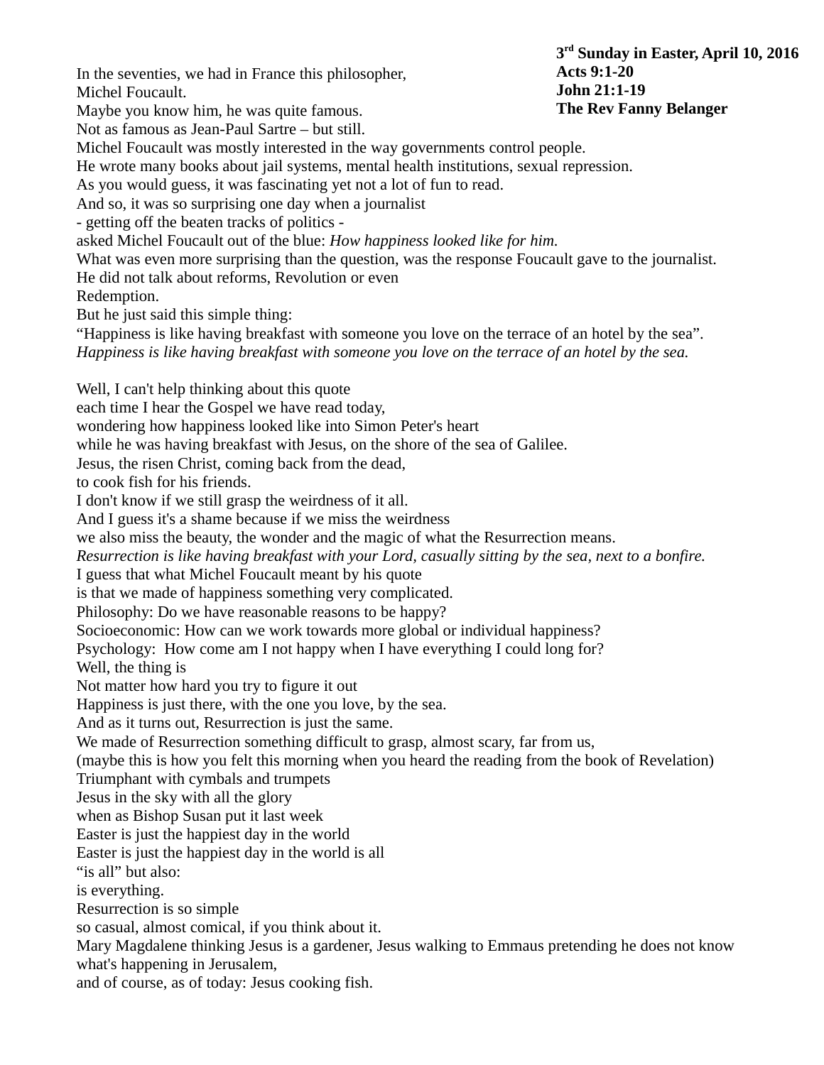**3rd Sunday in Easter, April 10, 2016**
**Acts 9:1-20**
**John 21:1-19**
**The Rev Fanny Belanger**

In the seventies, we had in France this philosopher,
Michel Foucault.
Maybe you know him, he was quite famous.
Not as famous as Jean-Paul Sartre – but still.
Michel Foucault was mostly interested in the way governments control people.
He wrote many books about jail systems, mental health institutions, sexual repression.
As you would guess, it was fascinating yet not a lot of fun to read.
And so, it was so surprising one day when a journalist
- getting off the beaten tracks of politics -
asked Michel Foucault out of the blue: *How happiness looked like for him.*
What was even more surprising than the question, was the response Foucault gave to the journalist.
He did not talk about reforms, Revolution or even
Redemption.
But he just said this simple thing:
"Happiness is like having breakfast with someone you love on the terrace of an hotel by the sea".
*Happiness is like having breakfast with someone you love on the terrace of an hotel by the sea.*

Well, I can't help thinking about this quote
each time I hear the Gospel we have read today,
wondering how happiness looked like into Simon Peter's heart
while he was having breakfast with Jesus, on the shore of the sea of Galilee.
Jesus, the risen Christ, coming back from the dead,
to cook fish for his friends.
I don't know if we still grasp the weirdness of it all.
And I guess it's a shame because if we miss the weirdness
we also miss the beauty, the wonder and the magic of what the Resurrection means.
*Resurrection is like having breakfast with your Lord, casually sitting by the sea, next to a bonfire.*
I guess that what Michel Foucault meant by his quote
is that we made of happiness something very complicated.
Philosophy: Do we have reasonable reasons to be happy?
Socioeconomic: How can we work towards more global or individual happiness?
Psychology: How come am I not happy when I have everything I could long for?
Well, the thing is
Not matter how hard you try to figure it out
Happiness is just there, with the one you love, by the sea.
And as it turns out, Resurrection is just the same.
We made of Resurrection something difficult to grasp, almost scary, far from us,
(maybe this is how you felt this morning when you heard the reading from the book of Revelation)
Triumphant with cymbals and trumpets
Jesus in the sky with all the glory
when as Bishop Susan put it last week
Easter is just the happiest day in the world
Easter is just the happiest day in the world is all
"is all" but also:
is everything.
Resurrection is so simple
so casual, almost comical, if you think about it.
Mary Magdalene thinking Jesus is a gardener, Jesus walking to Emmaus pretending he does not know what's happening in Jerusalem,
and of course, as of today: Jesus cooking fish.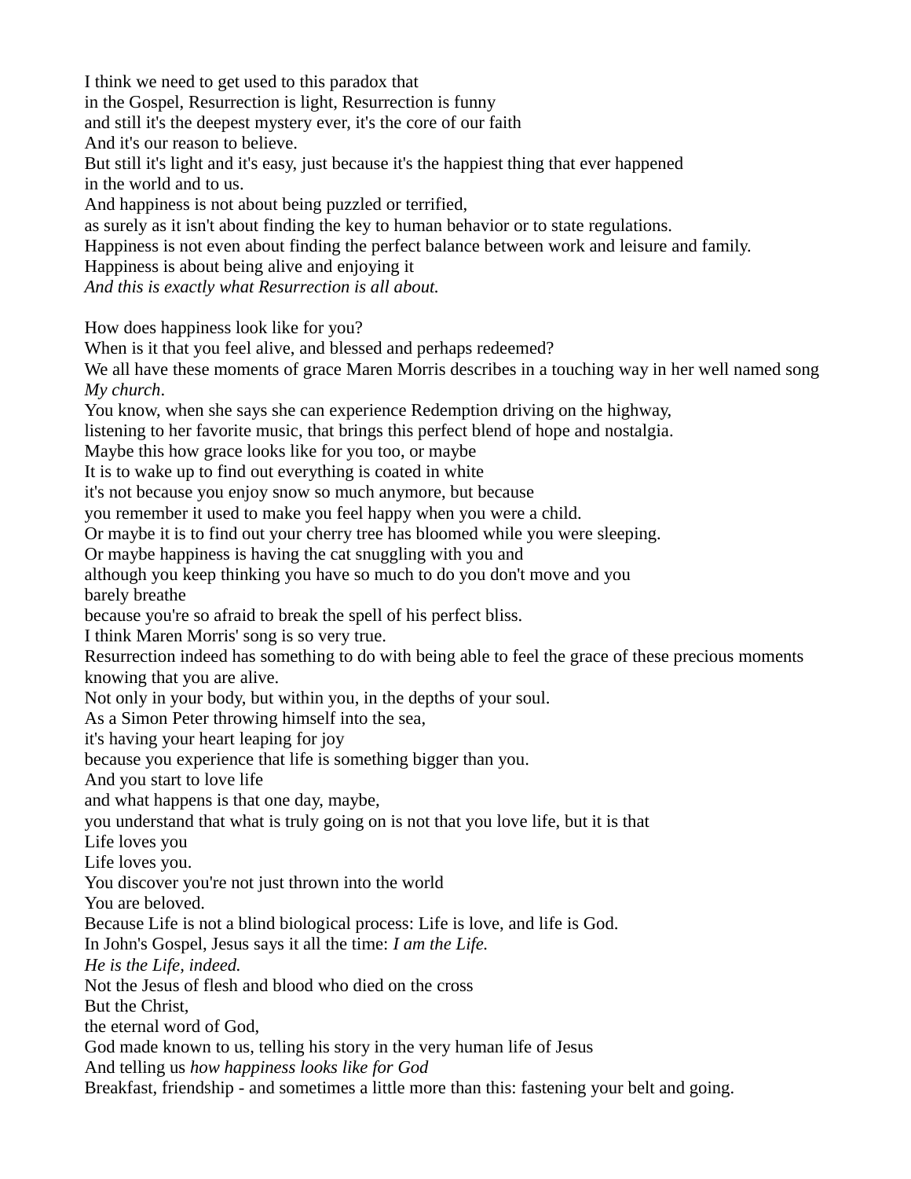I think we need to get used to this paradox that
in the Gospel, Resurrection is light, Resurrection is funny
and still it's the deepest mystery ever, it's the core of our faith
And it's our reason to believe.
But still it's light and it's easy, just because it's the happiest thing that ever happened
in the world and to us.
And happiness is not about being puzzled or terrified,
as surely as it isn't about finding the key to human behavior or to state regulations.
Happiness is not even about finding the perfect balance between work and leisure and family.
Happiness is about being alive and enjoying it
*And this is exactly what Resurrection is all about.*

How does happiness look like for you?
When is it that you feel alive, and blessed and perhaps redeemed?
We all have these moments of grace Maren Morris describes in a touching way in her well named song *My church*.
You know, when she says she can experience Redemption driving on the highway,
listening to her favorite music, that brings this perfect blend of hope and nostalgia.
Maybe this how grace looks like for you too, or maybe
It is to wake up to find out everything is coated in white
it's not because you enjoy snow so much anymore, but because
you remember it used to make you feel happy when you were a child.
Or maybe it is to find out your cherry tree has bloomed while you were sleeping.
Or maybe happiness is having the cat snuggling with you and
although you keep thinking you have so much to do you don't move and you
barely breathe
because you're so afraid to break the spell of his perfect bliss.
I think Maren Morris' song is so very true.
Resurrection indeed has something to do with being able to feel the grace of these precious moments knowing that you are alive.
Not only in your body, but within you, in the depths of your soul.
As a Simon Peter throwing himself into the sea,
it's having your heart leaping for joy
because you experience that life is something bigger than you.
And you start to love life
and what happens is that one day, maybe,
you understand that what is truly going on is not that you love life, but it is that
Life loves you
Life loves you.
You discover you're not just thrown into the world
You are beloved.
Because Life is not a blind biological process: Life is love, and life is God.
In John's Gospel, Jesus says it all the time: *I am the Life.*
*He is the Life, indeed.*
Not the Jesus of flesh and blood who died on the cross
But the Christ,
the eternal word of God,
God made known to us, telling his story in the very human life of Jesus
And telling us *how happiness looks like for God*
Breakfast, friendship - and sometimes a little more than this: fastening your belt and going.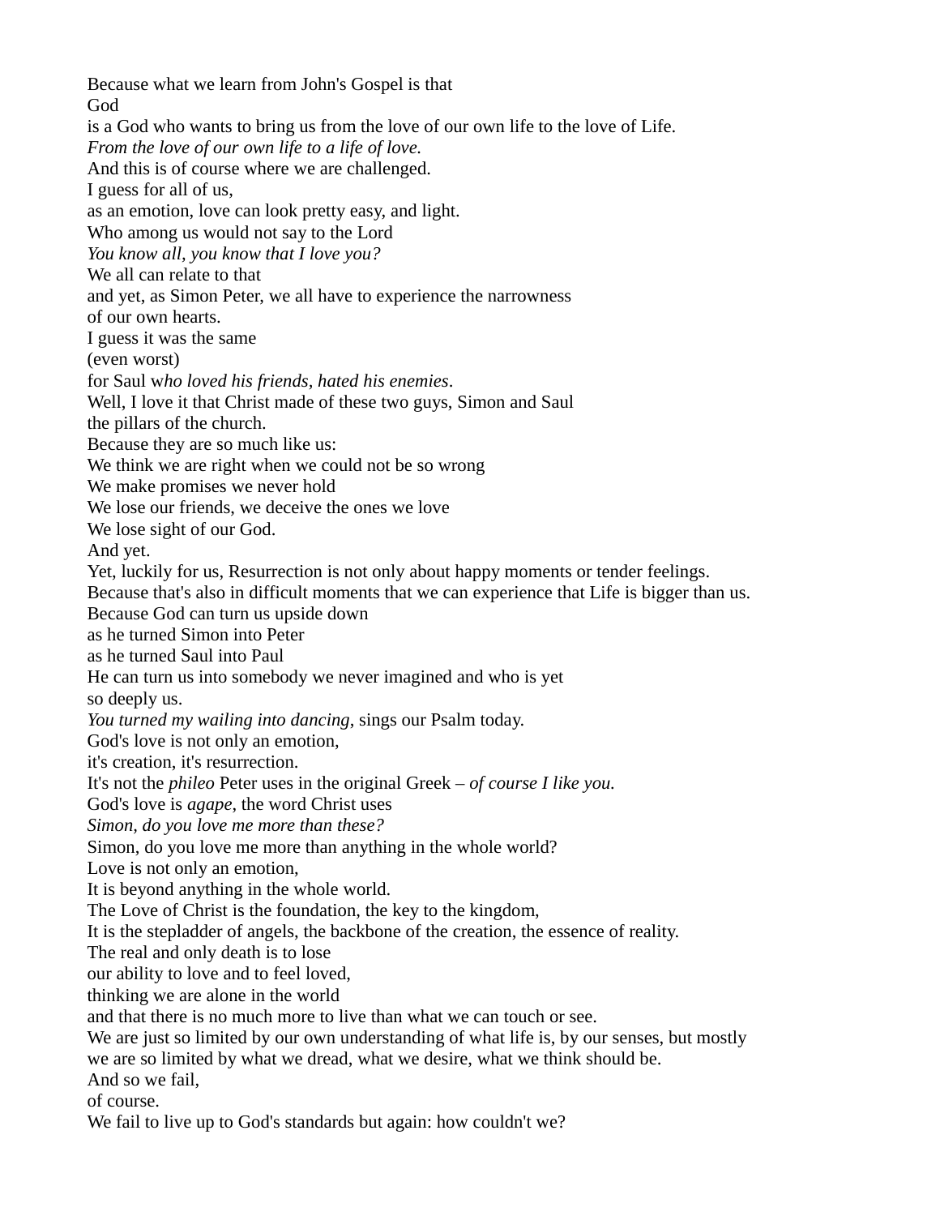Because what we learn from John's Gospel is that
God
is a God who wants to bring us from the love of our own life to the love of Life.
*From the love of our own life to a life of love.*
And this is of course where we are challenged.
I guess for all of us,
as an emotion, love can look pretty easy, and light.
Who among us would not say to the Lord
*You know all, you know that I love you?*
We all can relate to that
and yet, as Simon Peter, we all have to experience the narrowness
of our own hearts.
I guess it was the same
(even worst)
for Saul w*ho loved his friends, hated his enemies*.
Well, I love it that Christ made of these two guys, Simon and Saul
the pillars of the church.
Because they are so much like us:
We think we are right when we could not be so wrong
We make promises we never hold
We lose our friends, we deceive the ones we love
We lose sight of our God.
And yet.
Yet, luckily for us, Resurrection is not only about happy moments or tender feelings.
Because that's also in difficult moments that we can experience that Life is bigger than us.
Because God can turn us upside down
as he turned Simon into Peter
as he turned Saul into Paul
He can turn us into somebody we never imagined and who is yet
so deeply us.
*You turned my wailing into dancing,* sings our Psalm today.
God's love is not only an emotion,
it's creation, it's resurrection.
It's not the *phileo* Peter uses in the original Greek – *of course I like you.*
God's love is *agape,* the word Christ uses
*Simon, do you love me more than these?*
Simon, do you love me more than anything in the whole world?
Love is not only an emotion,
It is beyond anything in the whole world.
The Love of Christ is the foundation, the key to the kingdom,
It is the stepladder of angels, the backbone of the creation, the essence of reality.
The real and only death is to lose
our ability to love and to feel loved,
thinking we are alone in the world
and that there is no much more to live than what we can touch or see.
We are just so limited by our own understanding of what life is, by our senses, but mostly
we are so limited by what we dread, what we desire, what we think should be.
And so we fail,
of course.
We fail to live up to God's standards but again: how couldn't we?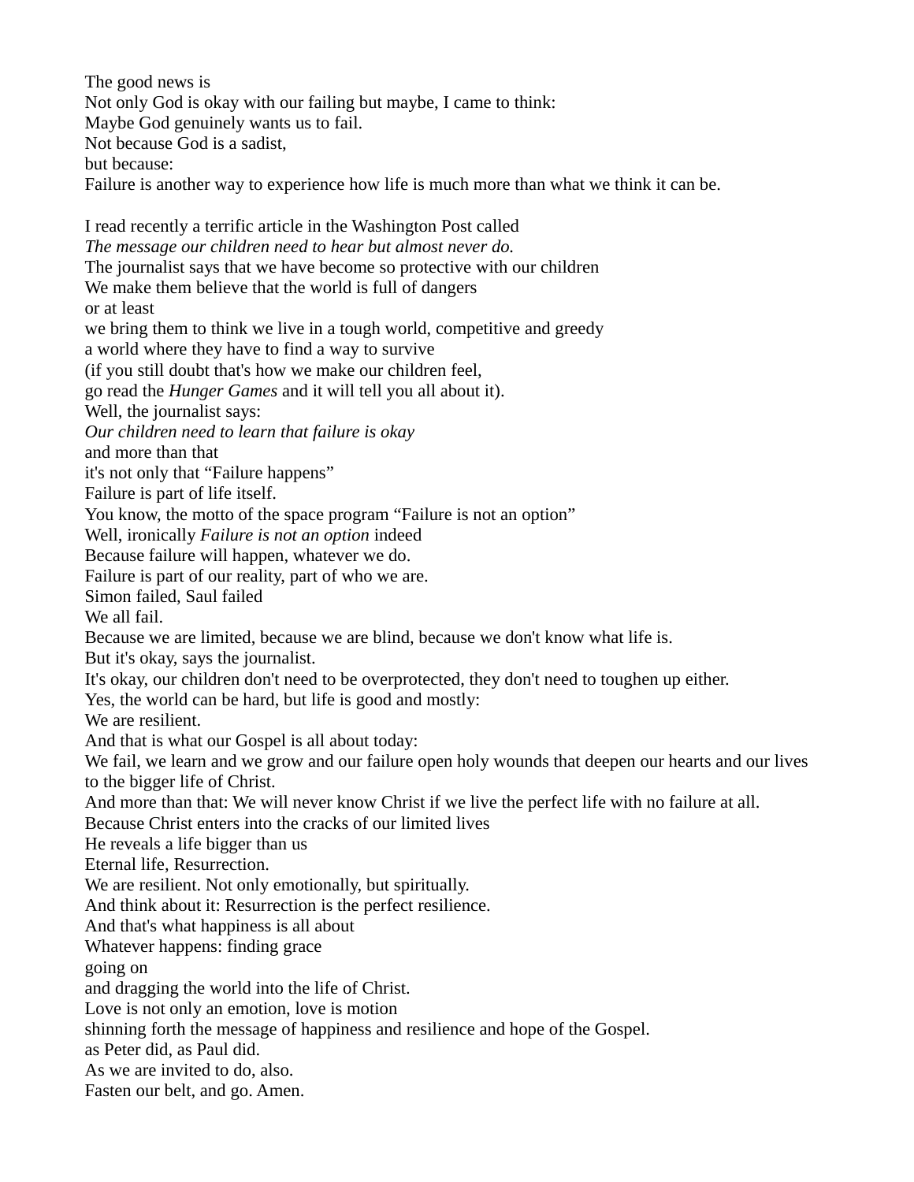The good news is
Not only God is okay with our failing but maybe, I came to think:
Maybe God genuinely wants us to fail.
Not because God is a sadist,
but because:
Failure is another way to experience how life is much more than what we think it can be.

I read recently a terrific article in the Washington Post called
*The message our children need to hear but almost never do.*
The journalist says that we have become so protective with our children
We make them believe that the world is full of dangers
or at least
we bring them to think we live in a tough world, competitive and greedy
a world where they have to find a way to survive
(if you still doubt that's how we make our children feel,
go read the *Hunger Games* and it will tell you all about it).
Well, the journalist says:
*Our children need to learn that failure is okay*
and more than that
it's not only that "Failure happens"
Failure is part of life itself.
You know, the motto of the space program "Failure is not an option"
Well, ironically *Failure is not an option* indeed
Because failure will happen, whatever we do.
Failure is part of our reality, part of who we are.
Simon failed, Saul failed
We all fail.
Because we are limited, because we are blind, because we don't know what life is.
But it's okay, says the journalist.
It's okay, our children don't need to be overprotected, they don't need to toughen up either.
Yes, the world can be hard, but life is good and mostly:
We are resilient.
And that is what our Gospel is all about today:
We fail, we learn and we grow and our failure open holy wounds that deepen our hearts and our lives to the bigger life of Christ.
And more than that: We will never know Christ if we live the perfect life with no failure at all.
Because Christ enters into the cracks of our limited lives
He reveals a life bigger than us
Eternal life, Resurrection.
We are resilient. Not only emotionally, but spiritually.
And think about it: Resurrection is the perfect resilience.
And that's what happiness is all about
Whatever happens: finding grace
going on
and dragging the world into the life of Christ.
Love is not only an emotion, love is motion
shinning forth the message of happiness and resilience and hope of the Gospel.
as Peter did, as Paul did.
As we are invited to do, also.
Fasten our belt, and go. Amen.